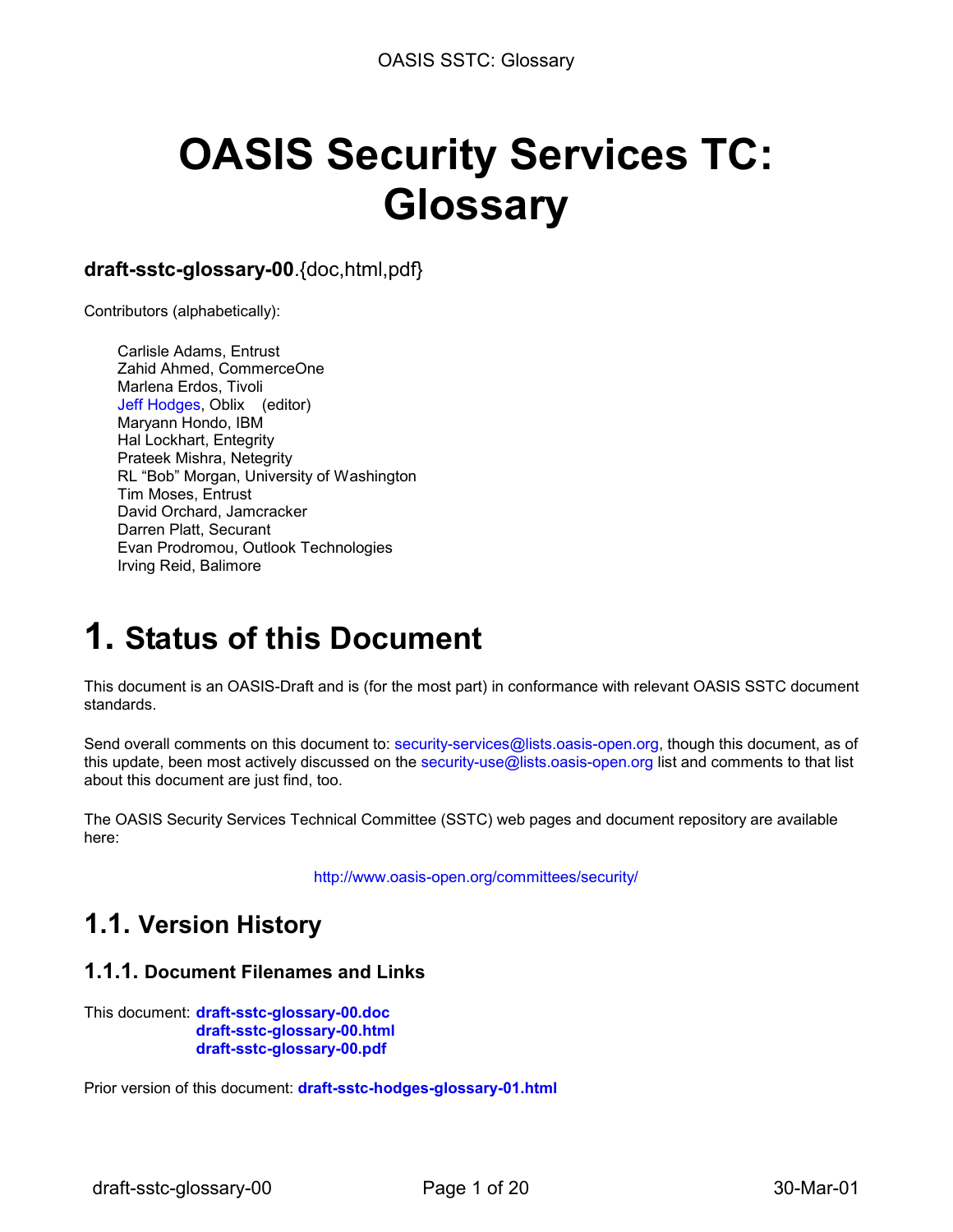# OASIS Security Services TC: Glossary

**draft-sstc-glossary-00**.{doc,html,pdf}

Contributors (alphabetically):

Carlisle Adams, Entrust
Zahid Ahmed, CommerceOne
Marlena Erdos, Tivoli
Jeff Hodges, Oblix (editor)
Maryann Hondo, IBM
Hal Lockhart, Entegrity
Prateek Mishra, Netegrity
RL "Bob" Morgan, University of Washington
Tim Moses, Entrust
David Orchard, Jamcracker
Darren Platt, Securant
Evan Prodromou, Outlook Technologies
Irving Reid, Balimore

# 1. Status of this Document

This document is an OASIS-Draft and is (for the most part) in conformance with relevant OASIS SSTC document standards.

Send overall comments on this document to: security-services@lists.oasis-open.org, though this document, as of this update, been most actively discussed on the security-use@lists.oasis-open.org list and comments to that list about this document are just find, too.

The OASIS Security Services Technical Committee (SSTC) web pages and document repository are available here:

http://www.oasis-open.org/committees/security/

## 1.1. Version History

### 1.1.1. Document Filenames and Links

This document: **draft-sstc-glossary-00.doc**
**draft-sstc-glossary-00.html**
**draft-sstc-glossary-00.pdf**

Prior version of this document: **draft-sstc-hodges-glossary-01.html**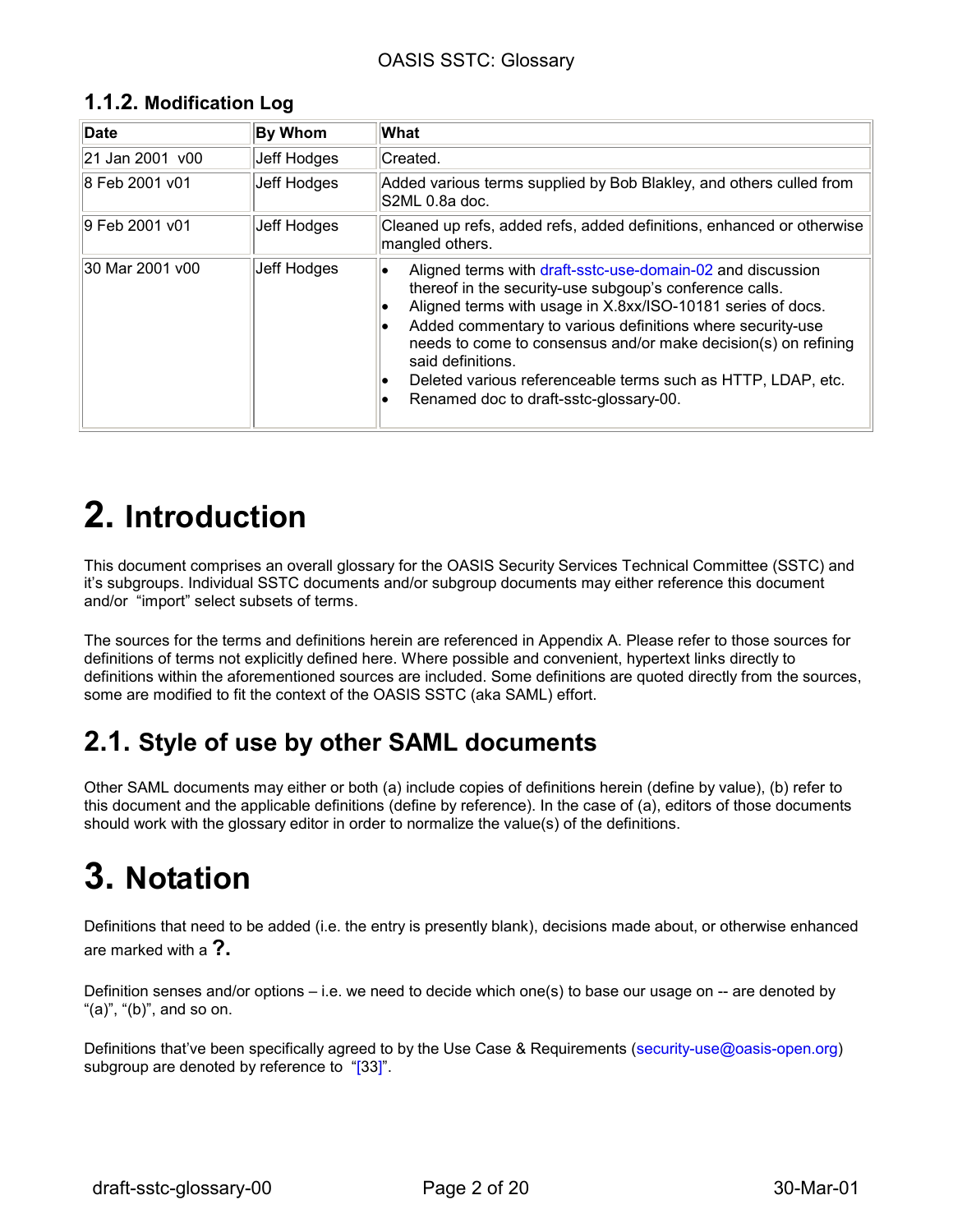### 1.1.2. Modification Log

| Date | By Whom | What |
|---|---|---|
| 21 Jan 2001 v00 | Jeff Hodges | Created. |
| 8 Feb 2001 v01 | Jeff Hodges | Added various terms supplied by Bob Blakley, and others culled from S2ML 0.8a doc. |
| 9 Feb 2001 v01 | Jeff Hodges | Cleaned up refs, added refs, added definitions, enhanced or otherwise mangled others. |
| 30 Mar 2001 v00 | Jeff Hodges | • Aligned terms with draft-sstc-use-domain-02 and discussion thereof in the security-use subgoup's conference calls.<br>• Aligned terms with usage in X.8xx/ISO-10181 series of docs.<br>• Added commentary to various definitions where security-use needs to come to consensus and/or make decision(s) on refining said definitions.<br>• Deleted various referenceable terms such as HTTP, LDAP, etc.<br>• Renamed doc to draft-sstc-glossary-00. |

# 2. Introduction

This document comprises an overall glossary for the OASIS Security Services Technical Committee (SSTC) and it's subgroups. Individual SSTC documents and/or subgroup documents may either reference this document and/or "import" select subsets of terms.

The sources for the terms and definitions herein are referenced in Appendix A. Please refer to those sources for definitions of terms not explicitly defined here. Where possible and convenient, hypertext links directly to definitions within the aforementioned sources are included. Some definitions are quoted directly from the sources, some are modified to fit the context of the OASIS SSTC (aka SAML) effort.

## 2.1. Style of use by other SAML documents

Other SAML documents may either or both (a) include copies of definitions herein (define by value), (b) refer to this document and the applicable definitions (define by reference). In the case of (a), editors of those documents should work with the glossary editor in order to normalize the value(s) of the definitions.

# 3. Notation

Definitions that need to be added (i.e. the entry is presently blank), decisions made about, or otherwise enhanced are marked with a **?.**

Definition senses and/or options – i.e. we need to decide which one(s) to base our usage on -- are denoted by "(a)", "(b)", and so on.

Definitions that've been specifically agreed to by the Use Case & Requirements (security-use@oasis-open.org) subgroup are denoted by reference to "[33]".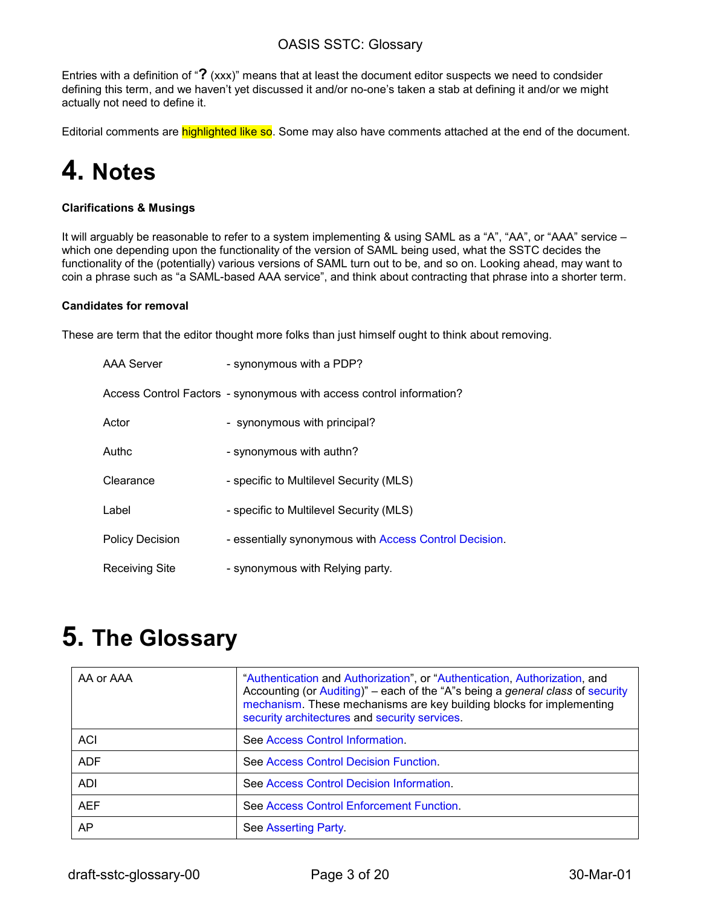Entries with a definition of "**?** (xxx)" means that at least the document editor suspects we need to condsider defining this term, and we haven't yet discussed it and/or no-one's taken a stab at defining it and/or we might actually not need to define it.

Editorial comments are highlighted like so. Some may also have comments attached at the end of the document.

# 4. Notes

**Clarifications & Musings**

It will arguably be reasonable to refer to a system implementing & using SAML as a "A", "AA", or "AAA" service – which one depending upon the functionality of the version of SAML being used, what the SSTC decides the functionality of the (potentially) various versions of SAML turn out to be, and so on. Looking ahead, may want to coin a phrase such as "a SAML-based AAA service", and think about contracting that phrase into a shorter term.

**Candidates for removal**

These are term that the editor thought more folks than just himself ought to think about removing.

| | |
|---|---|
| AAA Server | - synonymous with a PDP? |
| Access Control Factors | - synonymous with access control information? |
| Actor | - synonymous with principal? |
| Authc | - synonymous with authn? |
| Clearance | - specific to Multilevel Security (MLS) |
| Label | - specific to Multilevel Security (MLS) |
| Policy Decision | - essentially synonymous with Access Control Decision. |
| Receiving Site | - synonymous with Relying party. |

# 5. The Glossary

| | |
|---|---|
| AA or AAA | "Authentication and Authorization", or "Authentication, Authorization, and Accounting (or Auditing)" – each of the "A"s being a *general class* of security mechanism. These mechanisms are key building blocks for implementing security architectures and security services. |
| ACI | See Access Control Information. |
| ADF | See Access Control Decision Function. |
| ADI | See Access Control Decision Information. |
| AEF | See Access Control Enforcement Function. |
| AP | See Asserting Party. |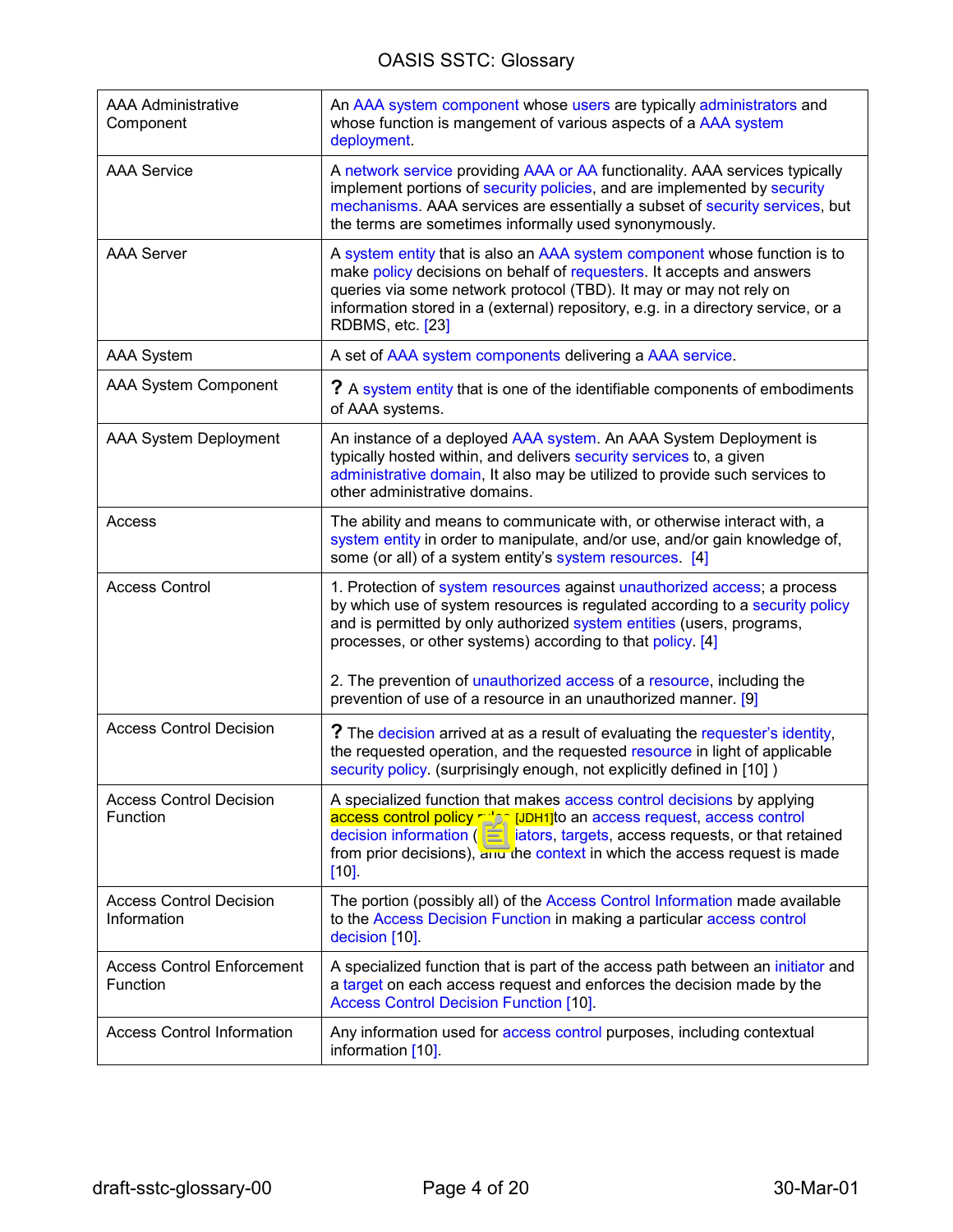| | |
|---|---|
| AAA Administrative Component | An AAA system component whose users are typically administrators and whose function is mangement of various aspects of a AAA system deployment. |
| AAA Service | A network service providing AAA or AA functionality. AAA services typically implement portions of security policies, and are implemented by security mechanisms. AAA services are essentially a subset of security services, but the terms are sometimes informally used synonymously. |
| AAA Server | A system entity that is also an AAA system component whose function is to make policy decisions on behalf of requesters. It accepts and answers queries via some network protocol (TBD). It may or may not rely on information stored in a (external) repository, e.g. in a directory service, or a RDBMS, etc. [23] |
| AAA System | A set of AAA system components delivering a AAA service. |
| AAA System Component | **?** A system entity that is one of the identifiable components of embodiments of AAA systems. |
| AAA System Deployment | An instance of a deployed AAA system. An AAA System Deployment is typically hosted within, and delivers security services to, a given administrative domain, It also may be utilized to provide such services to other administrative domains. |
| Access | The ability and means to communicate with, or otherwise interact with, a system entity in order to manipulate, and/or use, and/or gain knowledge of, some (or all) of a system entity's system resources. [4] |
| Access Control | 1. Protection of system resources against unauthorized access; a process by which use of system resources is regulated according to a security policy and is permitted by only authorized system entities (users, programs, processes, or other systems) according to that policy. [4]<br><br>2. The prevention of unauthorized access of a resource, including the prevention of use of a resource in an unauthorized manner. [9] |
| Access Control Decision | **?** The decision arrived at as a result of evaluating the requester's identity, the requested operation, and the requested resource in light of applicable security policy. (surprisingly enough, not explicitly defined in [10] ) |
| Access Control Decision Function | A specialized function that makes access control decisions by applying access control policy rules [JDH1]to an access request, access control decision information (of initiators, targets, access requests, or that retained from prior decisions), and the context in which the access request is made [10]. |
| Access Control Decision Information | The portion (possibly all) of the Access Control Information made available to the Access Decision Function in making a particular access control decision [10]. |
| Access Control Enforcement Function | A specialized function that is part of the access path between an initiator and a target on each access request and enforces the decision made by the Access Control Decision Function [10]. |
| Access Control Information | Any information used for access control purposes, including contextual information [10]. |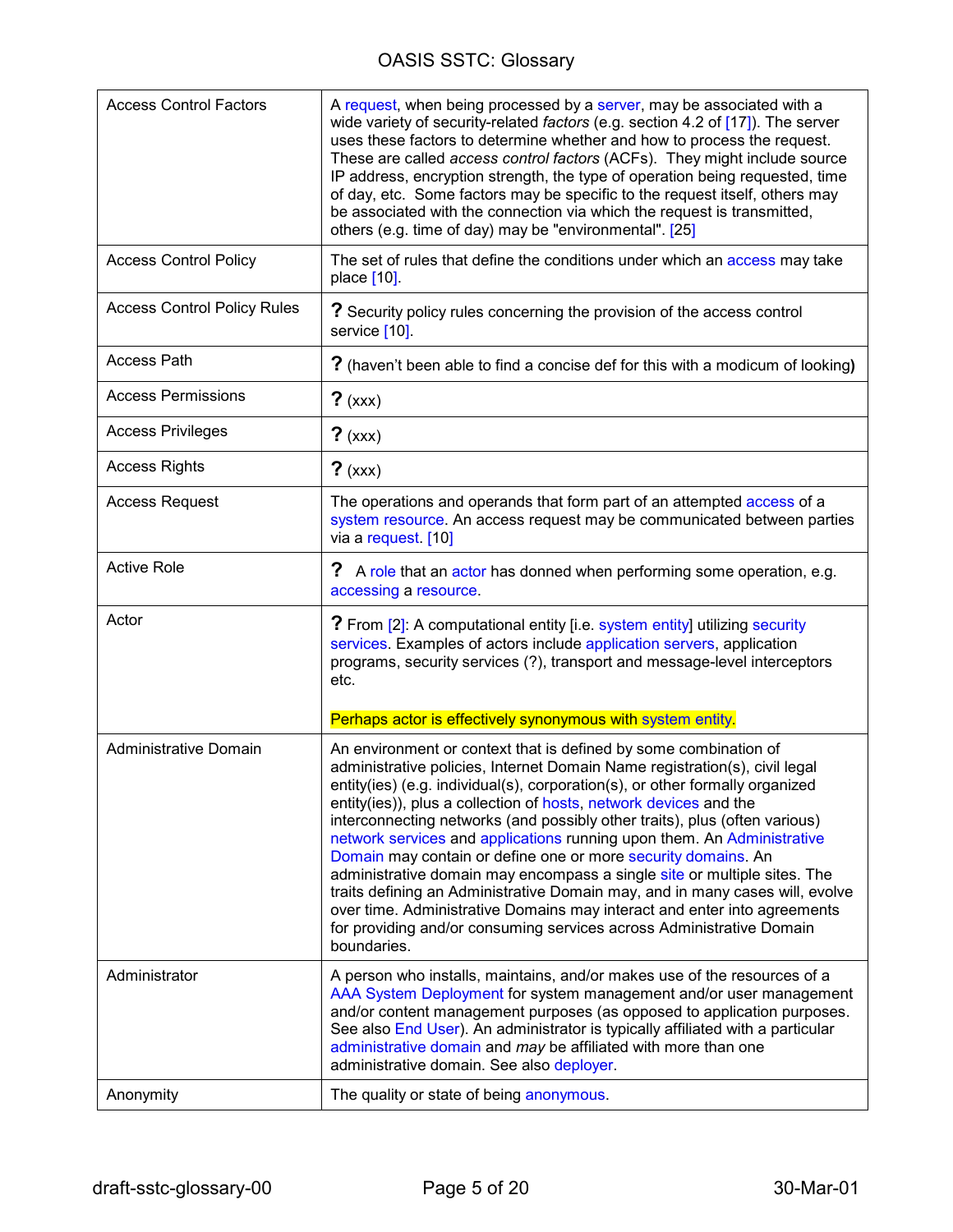| Access Control Factors | A request, when being processed by a server, may be associated with a wide variety of security-related *factors* (e.g. section 4.2 of [17]). The server uses these factors to determine whether and how to process the request. These are called *access control factors* (ACFs). They might include source IP address, encryption strength, the type of operation being requested, time of day, etc. Some factors may be specific to the request itself, others may be associated with the connection via which the request is transmitted, others (e.g. time of day) may be "environmental". [25] |
|---|---|
| Access Control Policy | The set of rules that define the conditions under which an access may take place [10]. |
| Access Control Policy Rules | **?** Security policy rules concerning the provision of the access control service [10]. |
| Access Path | **?** (haven't been able to find a concise def for this with a modicum of looking**)** |
| Access Permissions | **?** (xxx) |
| Access Privileges | **?** (xxx) |
| Access Rights | **?** (xxx) |
| Access Request | The operations and operands that form part of an attempted access of a system resource. An access request may be communicated between parties via a request. [10] |
| Active Role | **?** A role that an actor has donned when performing some operation, e.g. accessing a resource. |
| Actor | **?** From [2]: A computational entity [i.e. system entity] utilizing security services. Examples of actors include application servers, application programs, security services (?), transport and message-level interceptors etc.<br><br>Perhaps actor is effectively synonymous with system entity. |
| Administrative Domain | An environment or context that is defined by some combination of administrative policies, Internet Domain Name registration(s), civil legal entity(ies) (e.g. individual(s), corporation(s), or other formally organized entity(ies)), plus a collection of hosts, network devices and the interconnecting networks (and possibly other traits), plus (often various) network services and applications running upon them. An Administrative Domain may contain or define one or more security domains. An administrative domain may encompass a single site or multiple sites. The traits defining an Administrative Domain may, and in many cases will, evolve over time. Administrative Domains may interact and enter into agreements for providing and/or consuming services across Administrative Domain boundaries. |
| Administrator | A person who installs, maintains, and/or makes use of the resources of a AAA System Deployment for system management and/or user management and/or content management purposes (as opposed to application purposes. See also End User). An administrator is typically affiliated with a particular administrative domain and *may* be affiliated with more than one administrative domain. See also deployer. |
| Anonymity | The quality or state of being anonymous. |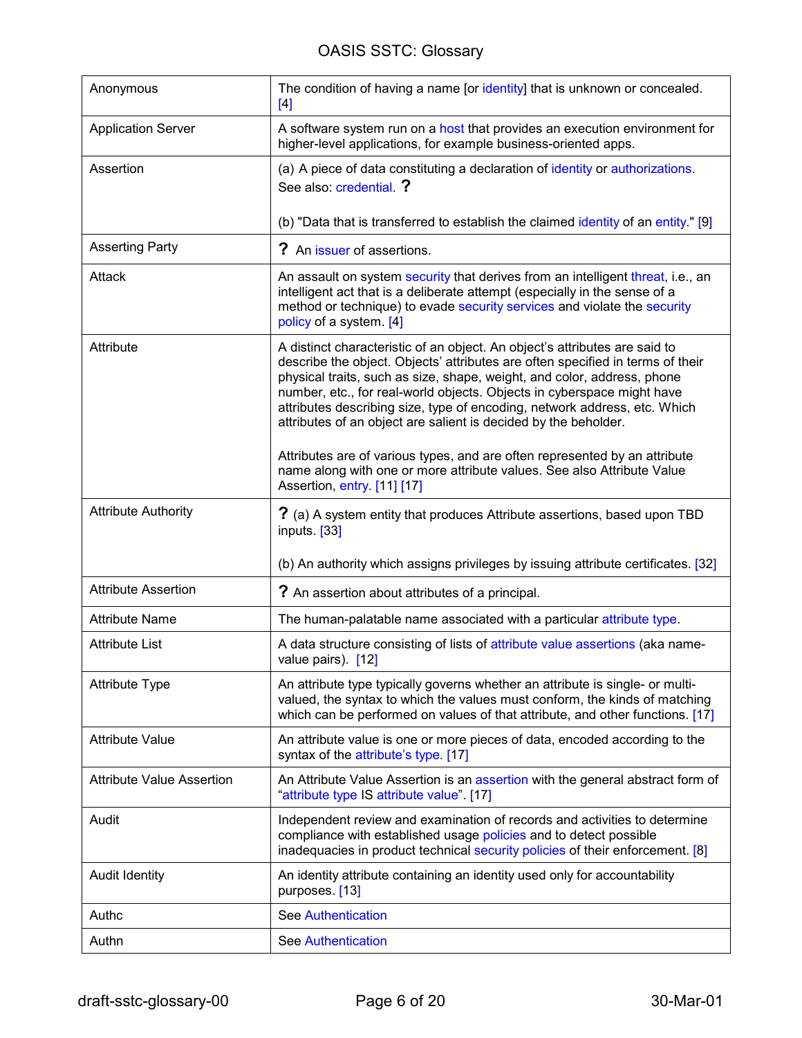| | |
|---|---|
| Anonymous | The condition of having a name [or identity] that is unknown or concealed. [4] |
| Application Server | A software system run on a host that provides an execution environment for higher-level applications, for example business-oriented apps. |
| Assertion | (a) A piece of data constituting a declaration of identity or authorizations. See also: credential. **?**<br><br>(b) "Data that is transferred to establish the claimed identity of an entity." [9] |
| Asserting Party | **?** An issuer of assertions. |
| Attack | An assault on system security that derives from an intelligent threat, i.e., an intelligent act that is a deliberate attempt (especially in the sense of a method or technique) to evade security services and violate the security policy of a system. [4] |
| Attribute | A distinct characteristic of an object. An object's attributes are said to describe the object. Objects' attributes are often specified in terms of their physical traits, such as size, shape, weight, and color, address, phone number, etc., for real-world objects. Objects in cyberspace might have attributes describing size, type of encoding, network address, etc. Which attributes of an object are salient is decided by the beholder.<br><br>Attributes are of various types, and are often represented by an attribute name along with one or more attribute values. See also Attribute Value Assertion, entry. [11] [17] |
| Attribute Authority | **?** (a) A system entity that produces Attribute assertions, based upon TBD inputs. [33]<br><br>(b) An authority which assigns privileges by issuing attribute certificates. [32] |
| Attribute Assertion | **?** An assertion about attributes of a principal. |
| Attribute Name | The human-palatable name associated with a particular attribute type. |
| Attribute List | A data structure consisting of lists of attribute value assertions (aka name-value pairs). [12] |
| Attribute Type | An attribute type typically governs whether an attribute is single- or multi-valued, the syntax to which the values must conform, the kinds of matching which can be performed on values of that attribute, and other functions. [17] |
| Attribute Value | An attribute value is one or more pieces of data, encoded according to the syntax of the attribute's type. [17] |
| Attribute Value Assertion | An Attribute Value Assertion is an assertion with the general abstract form of "attribute type IS attribute value". [17] |
| Audit | Independent review and examination of records and activities to determine compliance with established usage policies and to detect possible inadequacies in product technical security policies of their enforcement. [8] |
| Audit Identity | An identity attribute containing an identity used only for accountability purposes. [13] |
| Authc | See Authentication |
| Authn | See Authentication |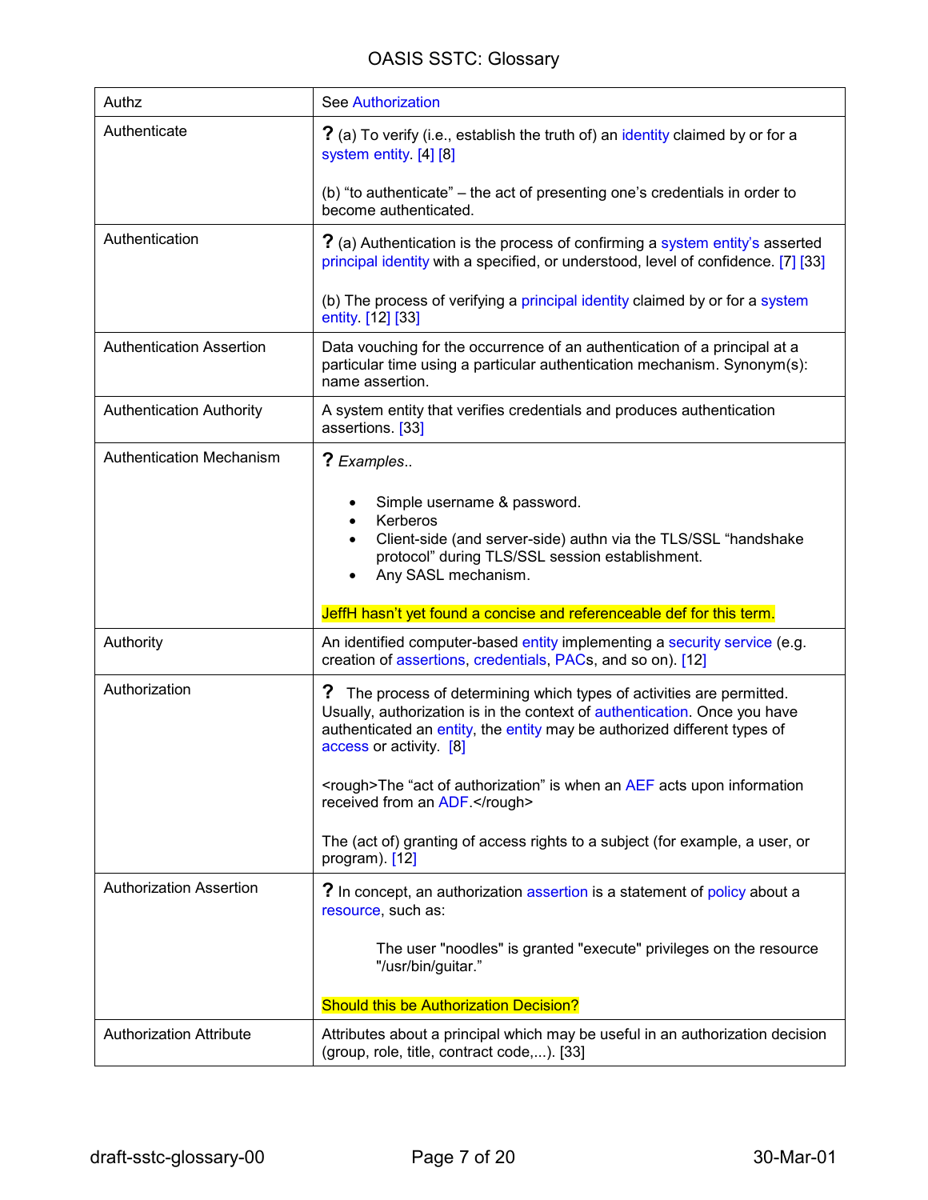| Authz | See Authorization |
|---|---|
| Authenticate | ? (a) To verify (i.e., establish the truth of) an identity claimed by or for a system entity. [4] [8]<br><br>(b) "to authenticate" – the act of presenting one's credentials in order to become authenticated. |
| Authentication | ? (a) Authentication is the process of confirming a system entity's asserted principal identity with a specified, or understood, level of confidence. [7] [33]<br><br>(b) The process of verifying a principal identity claimed by or for a system entity. [12] [33] |
| Authentication Assertion | Data vouching for the occurrence of an authentication of a principal at a particular time using a particular authentication mechanism. Synonym(s): name assertion. |
| Authentication Authority | A system entity that verifies credentials and produces authentication assertions. [33] |
| Authentication Mechanism | ? *Examples..*<br><br>• Simple username & password.<br>• Kerberos<br>• Client-side (and server-side) authn via the TLS/SSL "handshake protocol" during TLS/SSL session establishment.<br>• Any SASL mechanism.<br><br>JeffH hasn't yet found a concise and referenceable def for this term. |
| Authority | An identified computer-based entity implementing a security service (e.g. creation of assertions, credentials, PACs, and so on). [12] |
| Authorization | ? The process of determining which types of activities are permitted. Usually, authorization is in the context of authentication. Once you have authenticated an entity, the entity may be authorized different types of access or activity. [8]<br><br><rough>The "act of authorization" is when an AEF acts upon information received from an ADF.</rough><br><br>The (act of) granting of access rights to a subject (for example, a user, or program). [12] |
| Authorization Assertion | ? In concept, an authorization assertion is a statement of policy about a resource, such as:<br><br>The user "noodles" is granted "execute" privileges on the resource "/usr/bin/guitar."<br><br>Should this be Authorization Decision? |
| Authorization Attribute | Attributes about a principal which may be useful in an authorization decision (group, role, title, contract code,...). [33] |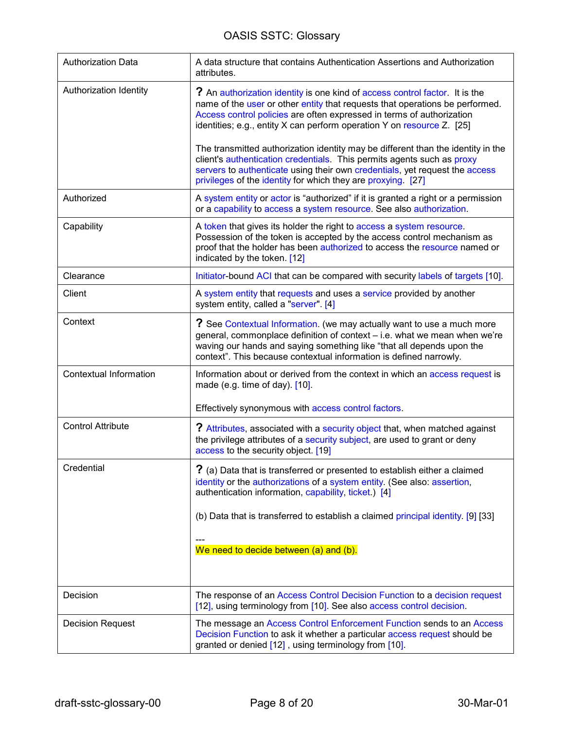| | |
|---|---|
| Authorization Data | A data structure that contains Authentication Assertions and Authorization attributes. |
| Authorization Identity | **?** An authorization identity is one kind of access control factor. It is the name of the user or other entity that requests that operations be performed. Access control policies are often expressed in terms of authorization identities; e.g., entity X can perform operation Y on resource Z. [25]<br><br>The transmitted authorization identity may be different than the identity in the client's authentication credentials. This permits agents such as proxy servers to authenticate using their own credentials, yet request the access privileges of the identity for which they are proxying. [27] |
| Authorized | A system entity or actor is "authorized" if it is granted a right or a permission or a capability to access a system resource. See also authorization. |
| Capability | A token that gives its holder the right to access a system resource. Possession of the token is accepted by the access control mechanism as proof that the holder has been authorized to access the resource named or indicated by the token. [12] |
| Clearance | Initiator-bound ACI that can be compared with security labels of targets [10]. |
| Client | A system entity that requests and uses a service provided by another system entity, called a "server". [4] |
| Context | **?** See Contextual Information. (we may actually want to use a much more general, commonplace definition of context – i.e. what we mean when we're waving our hands and saying something like "that all depends upon the context". This because contextual information is defined narrowly. |
| Contextual Information | Information about or derived from the context in which an access request is made (e.g. time of day). [10].<br><br>Effectively synonymous with access control factors. |
| Control Attribute | **?** Attributes, associated with a security object that, when matched against the privilege attributes of a security subject, are used to grant or deny access to the security object. [19] |
| Credential | **?** (a) Data that is transferred or presented to establish either a claimed identity or the authorizations of a system entity. (See also: assertion, authentication information, capability, ticket.) [4]<br><br>(b) Data that is transferred to establish a claimed principal identity. [9] [33]<br><br>---<br>We need to decide between (a) and (b). |
| Decision | The response of an Access Control Decision Function to a decision request [12], using terminology from [10]. See also access control decision. |
| Decision Request | The message an Access Control Enforcement Function sends to an Access Decision Function to ask it whether a particular access request should be granted or denied [12] , using terminology from [10]. |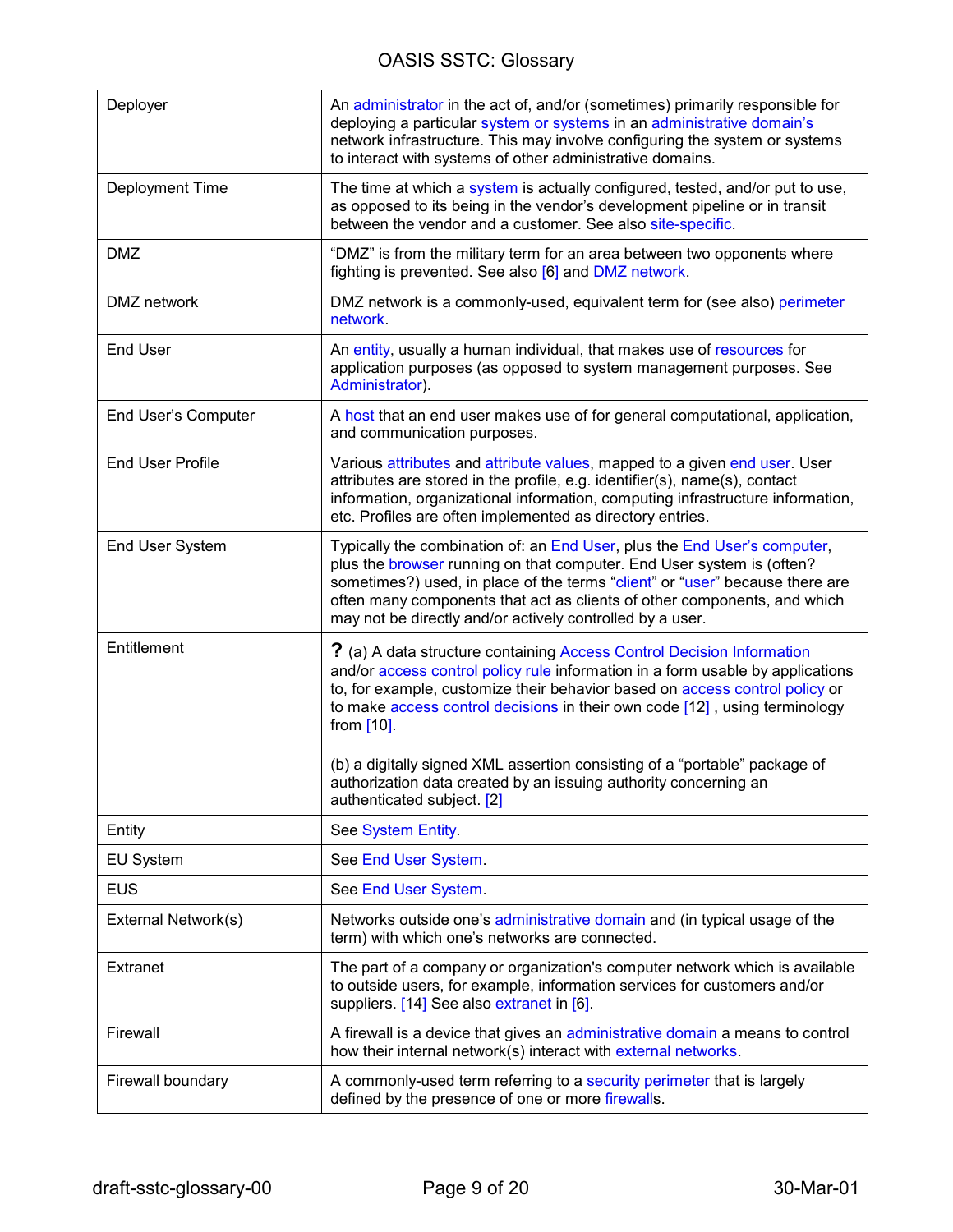| | |
|---|---|
| Deployer | An administrator in the act of, and/or (sometimes) primarily responsible for deploying a particular system or systems in an administrative domain's network infrastructure. This may involve configuring the system or systems to interact with systems of other administrative domains. |
| Deployment Time | The time at which a system is actually configured, tested, and/or put to use, as opposed to its being in the vendor's development pipeline or in transit between the vendor and a customer. See also site-specific. |
| DMZ | "DMZ" is from the military term for an area between two opponents where fighting is prevented. See also [6] and DMZ network. |
| DMZ network | DMZ network is a commonly-used, equivalent term for (see also) perimeter network. |
| End User | An entity, usually a human individual, that makes use of resources for application purposes (as opposed to system management purposes. See Administrator). |
| End User's Computer | A host that an end user makes use of for general computational, application, and communication purposes. |
| End User Profile | Various attributes and attribute values, mapped to a given end user. User attributes are stored in the profile, e.g. identifier(s), name(s), contact information, organizational information, computing infrastructure information, etc. Profiles are often implemented as directory entries. |
| End User System | Typically the combination of: an End User, plus the End User's computer, plus the browser running on that computer. End User system is (often? sometimes?) used, in place of the terms "client" or "user" because there are often many components that act as clients of other components, and which may not be directly and/or actively controlled by a user. |
| Entitlement | **?** (a) A data structure containing Access Control Decision Information and/or access control policy rule information in a form usable by applications to, for example, customize their behavior based on access control policy or to make access control decisions in their own code [12] , using terminology from [10].<br><br>(b) a digitally signed XML assertion consisting of a "portable" package of authorization data created by an issuing authority concerning an authenticated subject. [2] |
| Entity | See System Entity. |
| EU System | See End User System. |
| EUS | See End User System. |
| External Network(s) | Networks outside one's administrative domain and (in typical usage of the term) with which one's networks are connected. |
| Extranet | The part of a company or organization's computer network which is available to outside users, for example, information services for customers and/or suppliers. [14] See also extranet in [6]. |
| Firewall | A firewall is a device that gives an administrative domain a means to control how their internal network(s) interact with external networks. |
| Firewall boundary | A commonly-used term referring to a security perimeter that is largely defined by the presence of one or more firewalls. |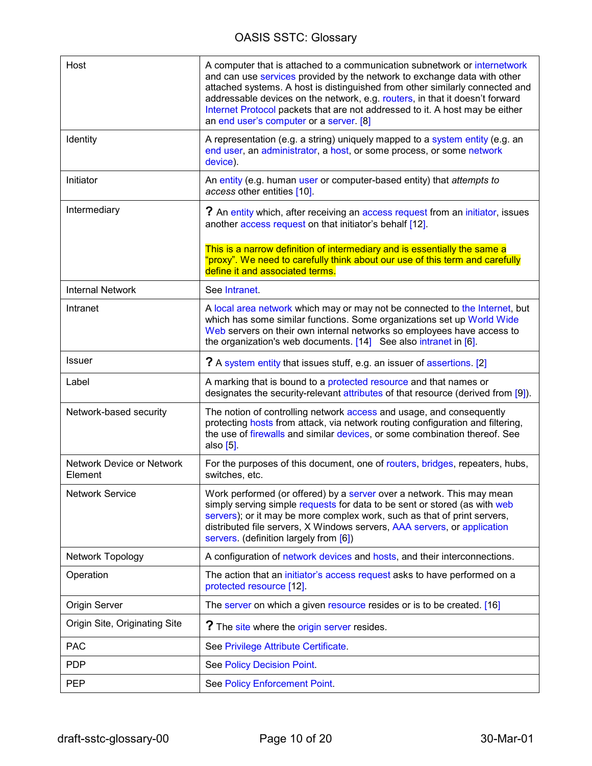| | |
|---|---|
| Host | A computer that is attached to a communication subnetwork or internetwork and can use services provided by the network to exchange data with other attached systems. A host is distinguished from other similarly connected and addressable devices on the network, e.g. routers, in that it doesn't forward Internet Protocol packets that are not addressed to it. A host may be either an end user's computer or a server. [8] |
| Identity | A representation (e.g. a string) uniquely mapped to a system entity (e.g. an end user, an administrator, a host, or some process, or some network device). |
| Initiator | An entity (e.g. human user or computer-based entity) that *attempts to access* other entities [10]. |
| Intermediary | **?** An entity which, after receiving an access request from an initiator, issues another access request on that initiator's behalf [12].<br><br>This is a narrow definition of intermediary and is essentially the same a "proxy". We need to carefully think about our use of this term and carefully define it and associated terms. |
| Internal Network | See Intranet. |
| Intranet | A local area network which may or may not be connected to the Internet, but which has some similar functions. Some organizations set up World Wide Web servers on their own internal networks so employees have access to the organization's web documents. [14] See also intranet in [6]. |
| Issuer | **?** A system entity that issues stuff, e.g. an issuer of assertions. [2] |
| Label | A marking that is bound to a protected resource and that names or designates the security-relevant attributes of that resource (derived from [9]). |
| Network-based security | The notion of controlling network access and usage, and consequently protecting hosts from attack, via network routing configuration and filtering, the use of firewalls and similar devices, or some combination thereof. See also [5]. |
| Network Device or Network Element | For the purposes of this document, one of routers, bridges, repeaters, hubs, switches, etc. |
| Network Service | Work performed (or offered) by a server over a network. This may mean simply serving simple requests for data to be sent or stored (as with web servers); or it may be more complex work, such as that of print servers, distributed file servers, X Windows servers, AAA servers, or application servers. (definition largely from [6]) |
| Network Topology | A configuration of network devices and hosts, and their interconnections. |
| Operation | The action that an initiator's access request asks to have performed on a protected resource [12]. |
| Origin Server | The server on which a given resource resides or is to be created. [16] |
| Origin Site, Originating Site | **?** The site where the origin server resides. |
| PAC | See Privilege Attribute Certificate. |
| PDP | See Policy Decision Point. |
| PEP | See Policy Enforcement Point. |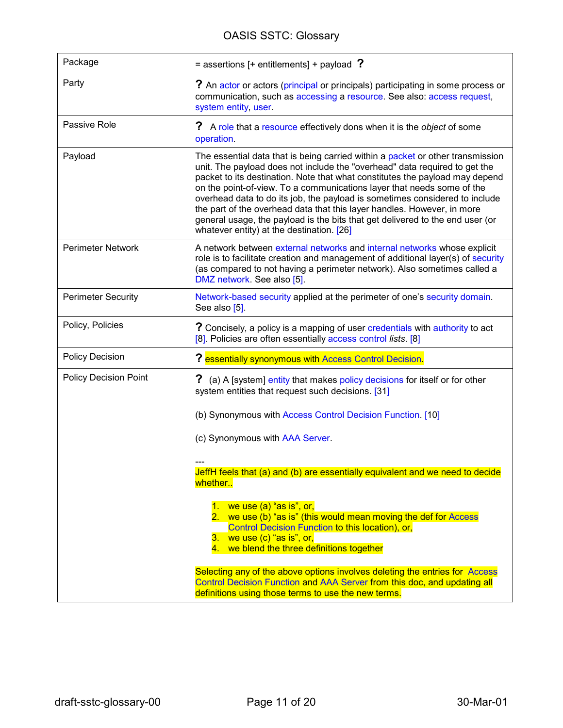| Package | = assertions [+ entitlements] + payload ? |
|---|---|
| Party | ? An actor or actors (principal or principals) participating in some process or communication, such as accessing a resource. See also: access request, system entity, user. |
| Passive Role | ? A role that a resource effectively dons when it is the *object* of some operation. |
| Payload | The essential data that is being carried within a packet or other transmission unit. The payload does not include the "overhead" data required to get the packet to its destination. Note that what constitutes the payload may depend on the point-of-view. To a communications layer that needs some of the overhead data to do its job, the payload is sometimes considered to include the part of the overhead data that this layer handles. However, in more general usage, the payload is the bits that get delivered to the end user (or whatever entity) at the destination. [26] |
| Perimeter Network | A network between external networks and internal networks whose explicit role is to facilitate creation and management of additional layer(s) of security (as compared to not having a perimeter network). Also sometimes called a DMZ network. See also [5]. |
| Perimeter Security | Network-based security applied at the perimeter of one's security domain. See also [5]. |
| Policy, Policies | ? Concisely, a policy is a mapping of user credentials with authority to act [8]. Policies are often essentially access control *lists*. [8] |
| Policy Decision | ? essentially synonymous with Access Control Decision. |
| Policy Decision Point | ? (a) A [system] entity that makes policy decisions for itself or for other system entities that request such decisions. [31]<br><br>(b) Synonymous with Access Control Decision Function. [10]<br><br>(c) Synonymous with AAA Server.<br><br>---<br>JeffH feels that (a) and (b) are essentially equivalent and we need to decide whether..<br><br>1. we use (a) "as is", or,<br>2. we use (b) "as is" (this would mean moving the def for Access Control Decision Function to this location), or,<br>3. we use (c) "as is", or,<br>4. we blend the three definitions together<br><br>Selecting any of the above options involves deleting the entries for Access Control Decision Function and AAA Server from this doc, and updating all definitions using those terms to use the new terms. |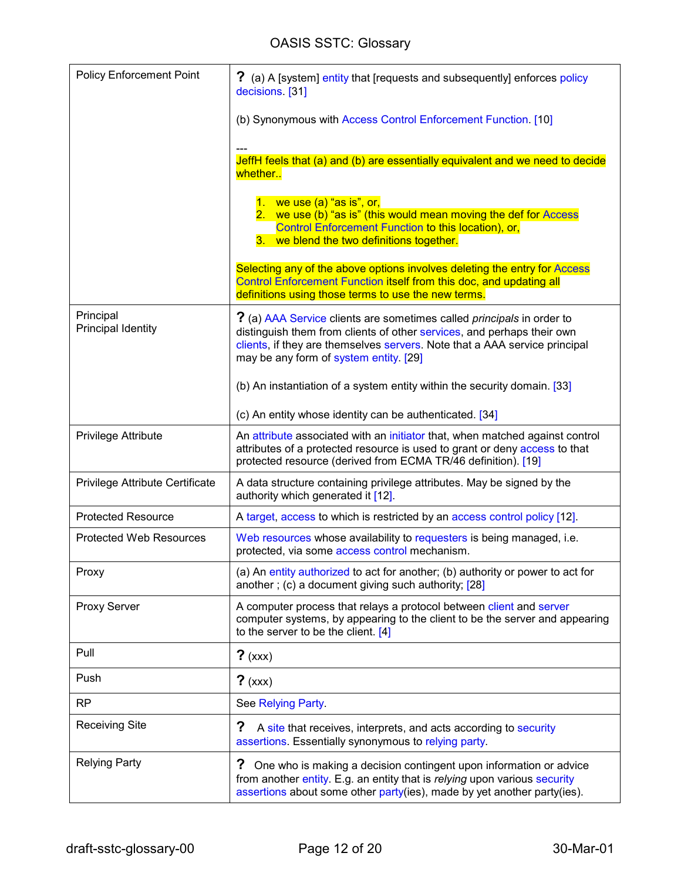| | |
|---|---|
| Policy Enforcement Point | **?** (a) A [system] entity that [requests and subsequently] enforces policy decisions. [31]<br><br>(b) Synonymous with Access Control Enforcement Function. [10]<br><br>---<br>JeffH feels that (a) and (b) are essentially equivalent and we need to decide whether..<br><br>1. we use (a) "as is", or,<br>2. we use (b) "as is" (this would mean moving the def for Access Control Enforcement Function to this location), or,<br>3. we blend the two definitions together.<br><br>Selecting any of the above options involves deleting the entry for Access Control Enforcement Function itself from this doc, and updating all definitions using those terms to use the new terms. |
| Principal<br>Principal Identity | **?** (a) AAA Service clients are sometimes called *principals* in order to distinguish them from clients of other services, and perhaps their own clients, if they are themselves servers. Note that a AAA service principal may be any form of system entity. [29]<br><br>(b) An instantiation of a system entity within the security domain. [33]<br><br>(c) An entity whose identity can be authenticated. [34] |
| Privilege Attribute | An attribute associated with an initiator that, when matched against control attributes of a protected resource is used to grant or deny access to that protected resource (derived from ECMA TR/46 definition). [19] |
| Privilege Attribute Certificate | A data structure containing privilege attributes. May be signed by the authority which generated it [12]. |
| Protected Resource | A target, access to which is restricted by an access control policy [12]. |
| Protected Web Resources | Web resources whose availability to requesters is being managed, i.e. protected, via some access control mechanism. |
| Proxy | (a) An entity authorized to act for another; (b) authority or power to act for another ; (c) a document giving such authority; [28] |
| Proxy Server | A computer process that relays a protocol between client and server computer systems, by appearing to the client to be the server and appearing to the server to be the client. [4] |
| Pull | **?** (xxx) |
| Push | **?** (xxx) |
| RP | See Relying Party. |
| Receiving Site | **?** A site that receives, interprets, and acts according to security assertions. Essentially synonymous to relying party. |
| Relying Party | **?** One who is making a decision contingent upon information or advice from another entity. E.g. an entity that is *relying* upon various security assertions about some other party(ies), made by yet another party(ies). |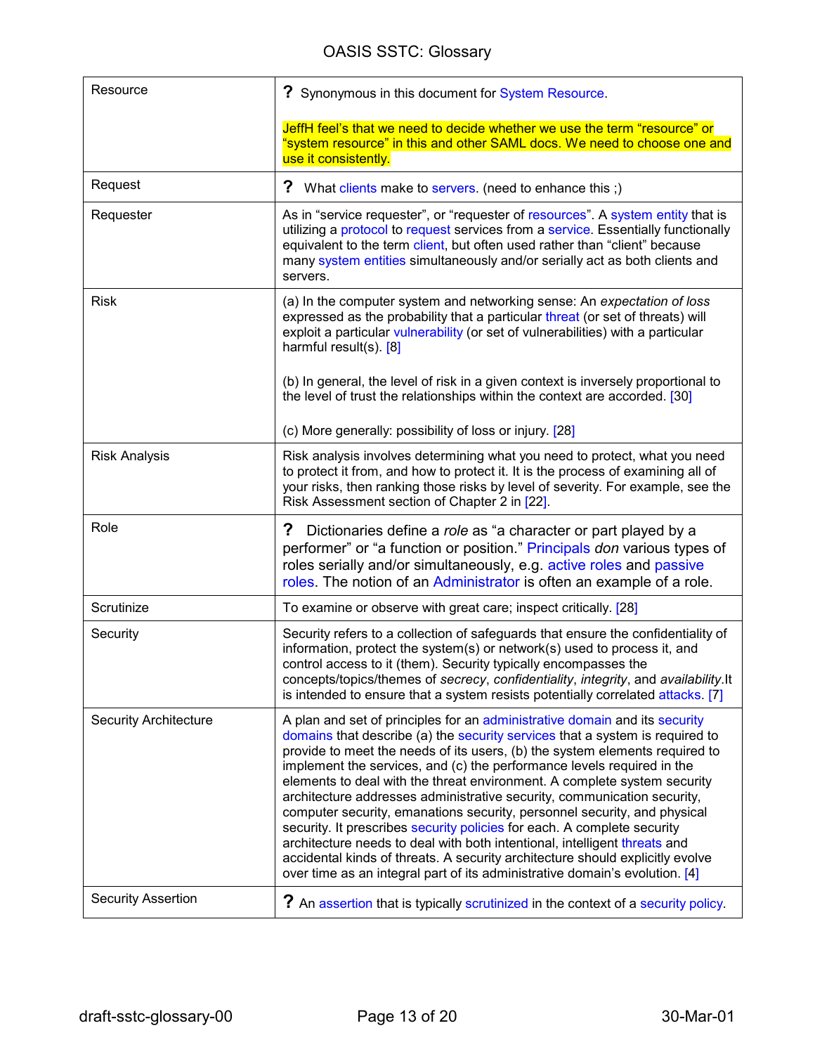| | |
|---|---|
| Resource | ? Synonymous in this document for System Resource.<br><br>JeffH feel's that we need to decide whether we use the term "resource" or "system resource" in this and other SAML docs. We need to choose one and use it consistently. |
| Request | ? What clients make to servers. (need to enhance this ;) |
| Requester | As in "service requester", or "requester of resources". A system entity that is utilizing a protocol to request services from a service. Essentially functionally equivalent to the term client, but often used rather than "client" because many system entities simultaneously and/or serially act as both clients and servers. |
| Risk | (a) In the computer system and networking sense: An *expectation of loss* expressed as the probability that a particular threat (or set of threats) will exploit a particular vulnerability (or set of vulnerabilities) with a particular harmful result(s). [8]<br><br>(b) In general, the level of risk in a given context is inversely proportional to the level of trust the relationships within the context are accorded. [30]<br><br>(c) More generally: possibility of loss or injury. [28] |
| Risk Analysis | Risk analysis involves determining what you need to protect, what you need to protect it from, and how to protect it. It is the process of examining all of your risks, then ranking those risks by level of severity. For example, see the Risk Assessment section of Chapter 2 in [22]. |
| Role | ? Dictionaries define a *role* as "a character or part played by a performer" or "a function or position." Principals *don* various types of roles serially and/or simultaneously, e.g. active roles and passive roles. The notion of an Administrator is often an example of a role. |
| Scrutinize | To examine or observe with great care; inspect critically. [28] |
| Security | Security refers to a collection of safeguards that ensure the confidentiality of information, protect the system(s) or network(s) used to process it, and control access to it (them). Security typically encompasses the concepts/topics/themes of *secrecy*, *confidentiality*, *integrity*, and *availability*.It is intended to ensure that a system resists potentially correlated attacks. [7] |
| Security Architecture | A plan and set of principles for an administrative domain and its security domains that describe (a) the security services that a system is required to provide to meet the needs of its users, (b) the system elements required to implement the services, and (c) the performance levels required in the elements to deal with the threat environment. A complete system security architecture addresses administrative security, communication security, computer security, emanations security, personnel security, and physical security. It prescribes security policies for each. A complete security architecture needs to deal with both intentional, intelligent threats and accidental kinds of threats. A security architecture should explicitly evolve over time as an integral part of its administrative domain's evolution. [4] |
| Security Assertion | ? An assertion that is typically scrutinized in the context of a security policy. |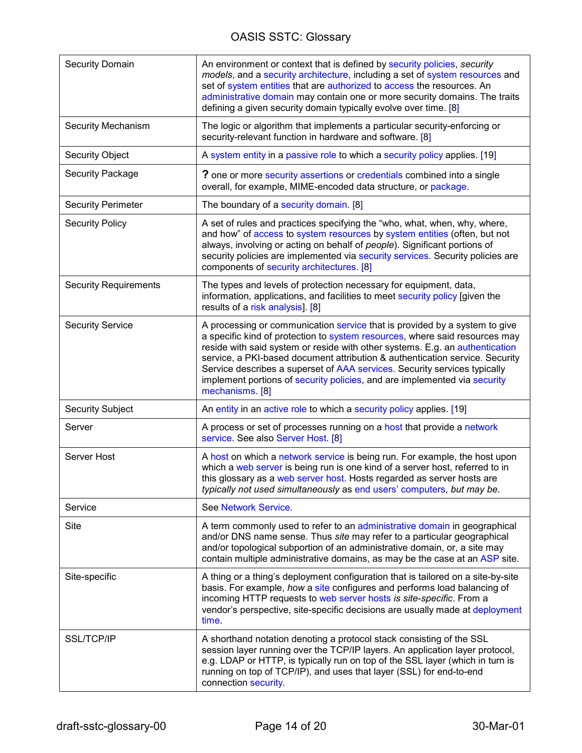| | |
|---|---|
| Security Domain | An environment or context that is defined by security policies, *security models*, and a security architecture, including a set of system resources and set of system entities that are authorized to access the resources. An administrative domain may contain one or more security domains. The traits defining a given security domain typically evolve over time. [8] |
| Security Mechanism | The logic or algorithm that implements a particular security-enforcing or security-relevant function in hardware and software. [8] |
| Security Object | A system entity in a passive role to which a security policy applies. [19] |
| Security Package | **?** one or more security assertions or credentials combined into a single overall, for example, MIME-encoded data structure, or package. |
| Security Perimeter | The boundary of a security domain. [8] |
| Security Policy | A set of rules and practices specifying the "who, what, when, why, where, and how" of access to system resources by system entities (often, but not always, involving or acting on behalf of *people*). Significant portions of security policies are implemented via security services. Security policies are components of security architectures. [8] |
| Security Requirements | The types and levels of protection necessary for equipment, data, information, applications, and facilities to meet security policy [given the results of a risk analysis]. [8] |
| Security Service | A processing or communication service that is provided by a system to give a specific kind of protection to system resources, where said resources may reside with said system or reside with other systems. E.g. an authentication service, a PKI-based document attribution & authentication service. Security Service describes a superset of AAA services. Security services typically implement portions of security policies, and are implemented via security mechanisms. [8] |
| Security Subject | An entity in an active role to which a security policy applies. [19] |
| Server | A process or set of processes running on a host that provide a network service. See also Server Host. [8] |
| Server Host | A host on which a network service is being run. For example, the host upon which a web server is being run is one kind of a server host, referred to in this glossary as a web server host. Hosts regarded as server hosts are *typically not used simultaneously* as end users' computers, *but may be*. |
| Service | See Network Service. |
| Site | A term commonly used to refer to an administrative domain in geographical and/or DNS name sense. Thus *site* may refer to a particular geographical and/or topological subportion of an administrative domain, or, a site may contain multiple administrative domains, as may be the case at an ASP site. |
| Site-specific | A thing or a thing's deployment configuration that is tailored on a site-by-site basis. For example, *how* a site configures and performs load balancing of incoming HTTP requests to web server hosts *is site-specific*. From a vendor's perspective, site-specific decisions are usually made at deployment time. |
| SSL/TCP/IP | A shorthand notation denoting a protocol stack consisting of the SSL session layer running over the TCP/IP layers. An application layer protocol, e.g. LDAP or HTTP, is typically run on top of the SSL layer (which in turn is running on top of TCP/IP), and uses that layer (SSL) for end-to-end connection security. |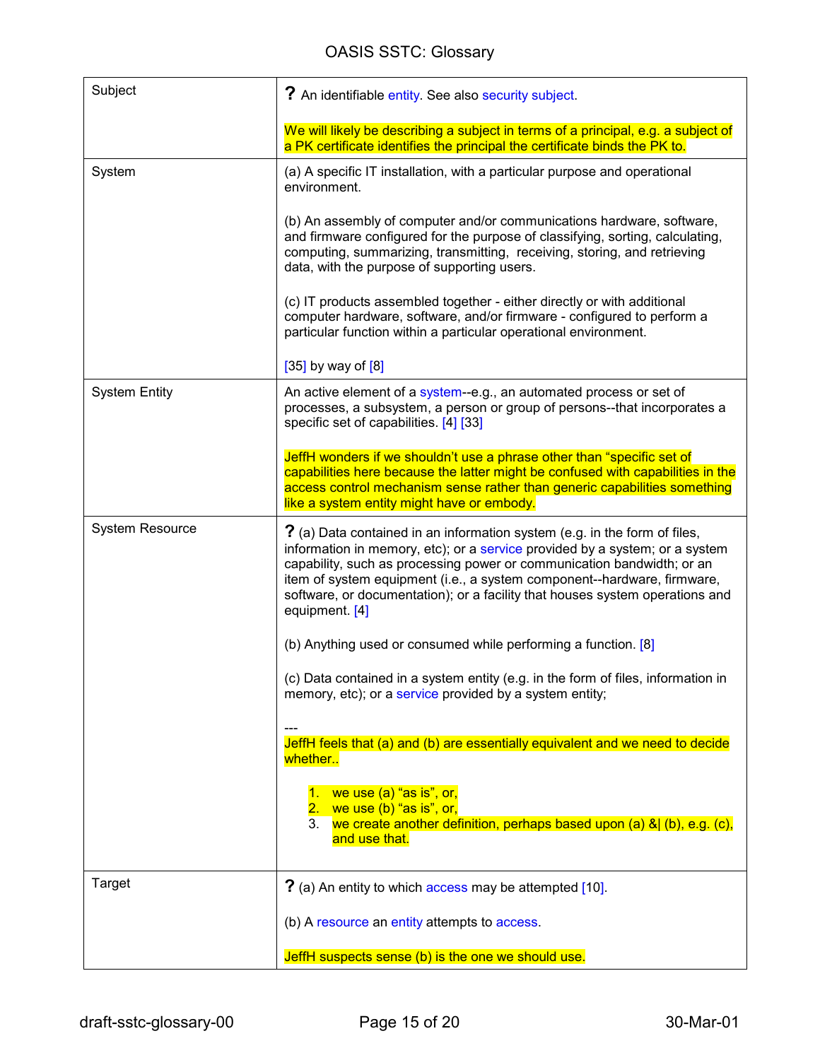| | |
|---|---|
| Subject | **?** An identifiable entity. See also security subject.<br><br>We will likely be describing a subject in terms of a principal, e.g. a subject of a PK certificate identifies the principal the certificate binds the PK to. |
| System | (a) A specific IT installation, with a particular purpose and operational environment.<br><br>(b) An assembly of computer and/or communications hardware, software, and firmware configured for the purpose of classifying, sorting, calculating, computing, summarizing, transmitting, receiving, storing, and retrieving data, with the purpose of supporting users.<br><br>(c) IT products assembled together - either directly or with additional computer hardware, software, and/or firmware - configured to perform a particular function within a particular operational environment.<br><br>[35] by way of [8] |
| System Entity | An active element of a system--e.g., an automated process or set of processes, a subsystem, a person or group of persons--that incorporates a specific set of capabilities. [4] [33]<br><br>JeffH wonders if we shouldn't use a phrase other than "specific set of capabilities here because the latter might be confused with capabilities in the access control mechanism sense rather than generic capabilities something like a system entity might have or embody. |
| System Resource | **?** (a) Data contained in an information system (e.g. in the form of files, information in memory, etc); or a service provided by a system; or a system capability, such as processing power or communication bandwidth; or an item of system equipment (i.e., a system component--hardware, firmware, software, or documentation); or a facility that houses system operations and equipment. [4]<br><br>(b) Anything used or consumed while performing a function. [8]<br><br>(c) Data contained in a system entity (e.g. in the form of files, information in memory, etc); or a service provided by a system entity;<br><br>---<br>JeffH feels that (a) and (b) are essentially equivalent and we need to decide whether..<br><br>1. we use (a) "as is", or,<br>2. we use (b) "as is", or,<br>3. we create another definition, perhaps based upon (a) &\| (b), e.g. (c), and use that. |
| Target | **?** (a) An entity to which access may be attempted [10].<br><br>(b) A resource an entity attempts to access.<br><br>JeffH suspects sense (b) is the one we should use. |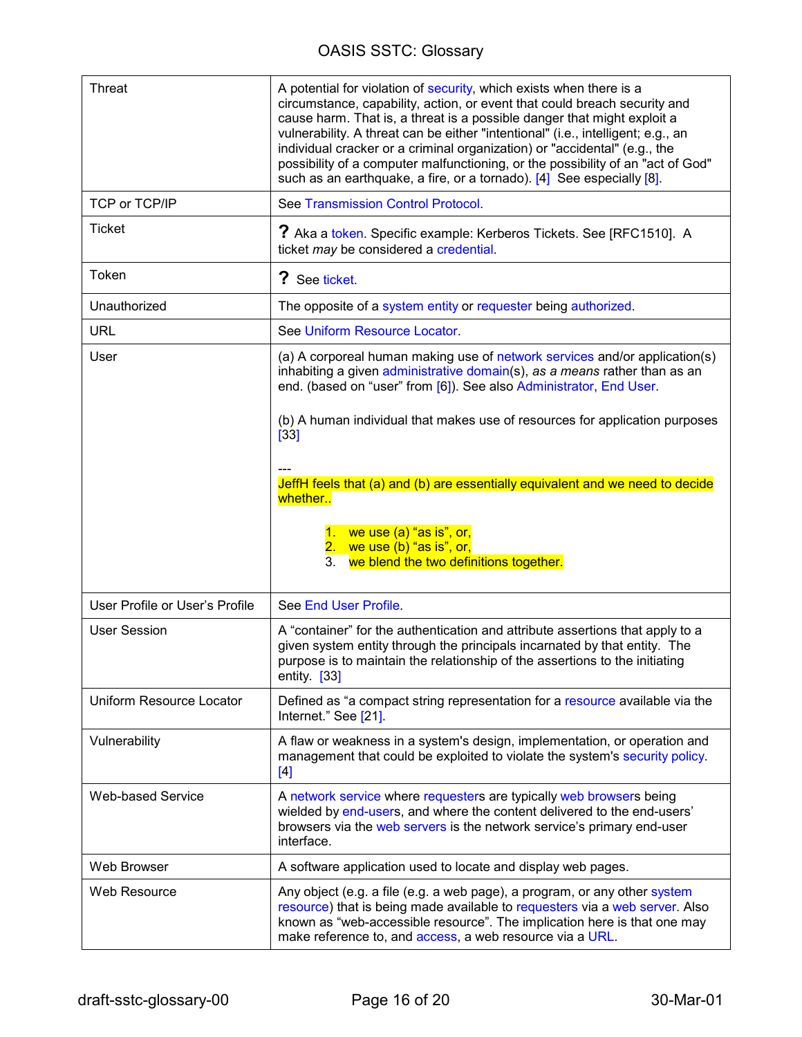| | |
|---|---|
| Threat | A potential for violation of security, which exists when there is a circumstance, capability, action, or event that could breach security and cause harm. That is, a threat is a possible danger that might exploit a vulnerability. A threat can be either "intentional" (i.e., intelligent; e.g., an individual cracker or a criminal organization) or "accidental" (e.g., the possibility of a computer malfunctioning, or the possibility of an "act of God" such as an earthquake, a fire, or a tornado). [4] See especially [8]. |
| TCP or TCP/IP | See Transmission Control Protocol. |
| Ticket | **?** Aka a token. Specific example: Kerberos Tickets. See [RFC1510]. A ticket *may* be considered a credential. |
| Token | **?** See ticket. |
| Unauthorized | The opposite of a system entity or requester being authorized. |
| URL | See Uniform Resource Locator. |
| User | (a) A corporeal human making use of network services and/or application(s) inhabiting a given administrative domain(s), *as a means* rather than as an end. (based on "user" from [6]). See also Administrator, End User.<br><br>(b) A human individual that makes use of resources for application purposes [33]<br><br>---<br>JeffH feels that (a) and (b) are essentially equivalent and we need to decide whether..<br><br>1. we use (a) "as is", or,<br>2. we use (b) "as is", or,<br>3. we blend the two definitions together. |
| User Profile or User's Profile | See End User Profile. |
| User Session | A "container" for the authentication and attribute assertions that apply to a given system entity through the principals incarnated by that entity. The purpose is to maintain the relationship of the assertions to the initiating entity. [33] |
| Uniform Resource Locator | Defined as "a compact string representation for a resource available via the Internet." See [21]. |
| Vulnerability | A flaw or weakness in a system's design, implementation, or operation and management that could be exploited to violate the system's security policy. [4] |
| Web-based Service | A network service where requesters are typically web browsers being wielded by end-users, and where the content delivered to the end-users' browsers via the web servers is the network service's primary end-user interface. |
| Web Browser | A software application used to locate and display web pages. |
| Web Resource | Any object (e.g. a file (e.g. a web page), a program, or any other system resource) that is being made available to requesters via a web server. Also known as "web-accessible resource". The implication here is that one may make reference to, and access, a web resource via a URL. |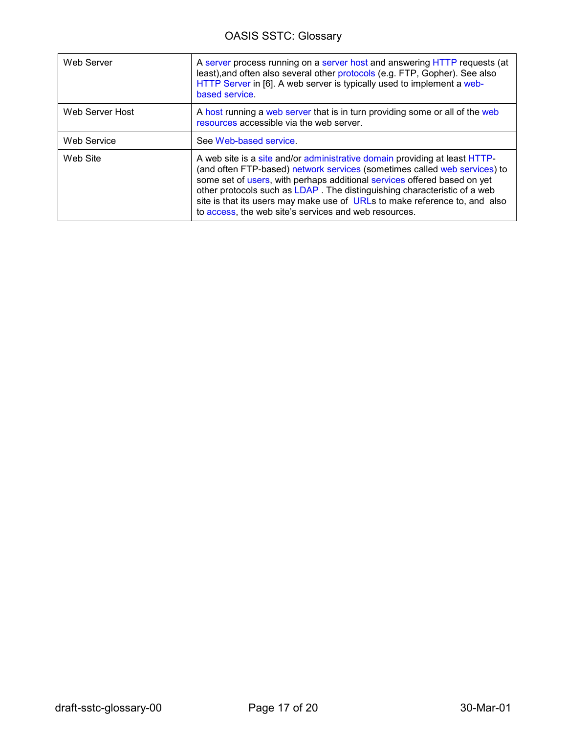| | |
|---|---|
| Web Server | A server process running on a server host and answering HTTP requests (at least),and often also several other protocols (e.g. FTP, Gopher). See also HTTP Server in [6]. A web server is typically used to implement a web-based service. |
| Web Server Host | A host running a web server that is in turn providing some or all of the web resources accessible via the web server. |
| Web Service | See Web-based service. |
| Web Site | A web site is a site and/or administrative domain providing at least HTTP- (and often FTP-based) network services (sometimes called web services) to some set of users, with perhaps additional services offered based on yet other protocols such as LDAP . The distinguishing characteristic of a web site is that its users may make use of URLs to make reference to, and also to access, the web site's services and web resources. |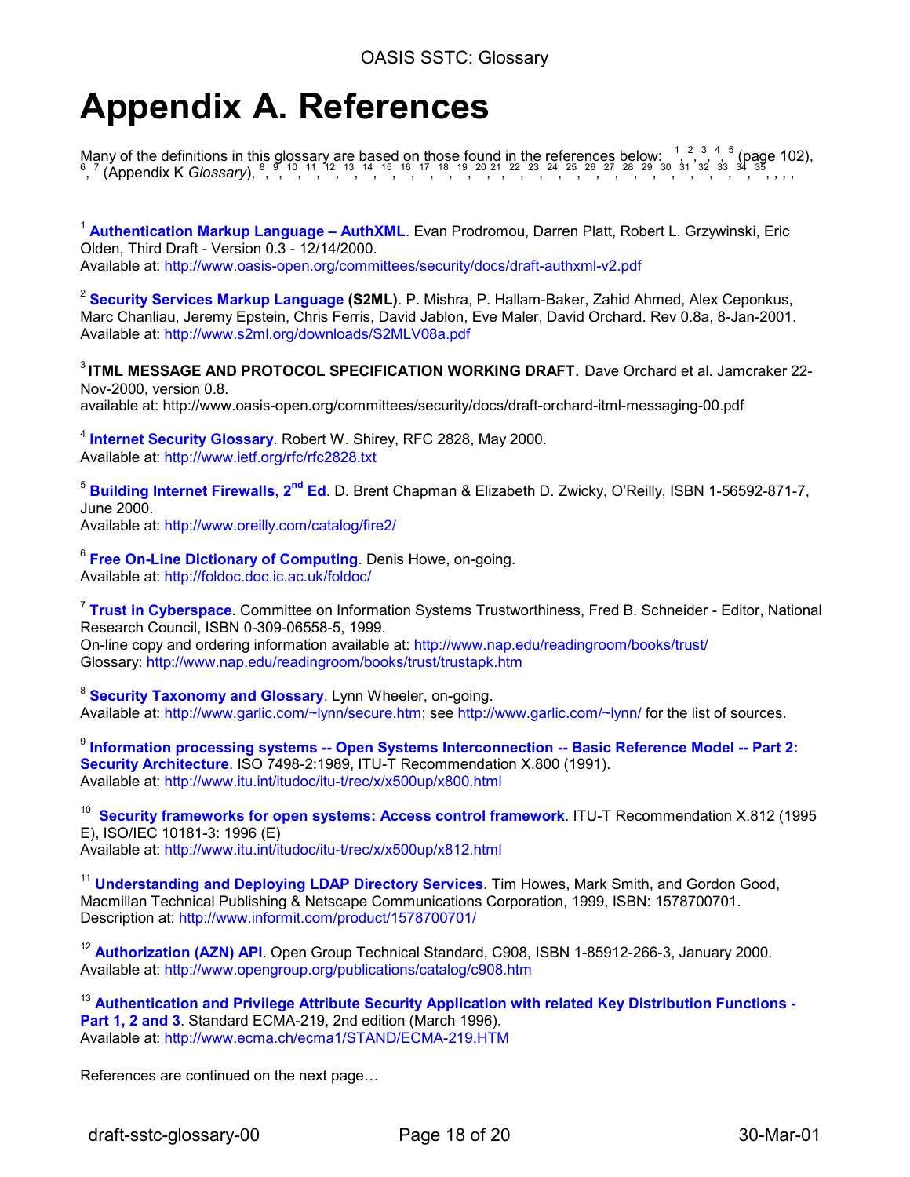# Appendix A. References

Many of the definitions in this glossary are based on those found in the references below: [1], [2], [3], [4], [5] (page 102), [6], [7] (Appendix K *Glossary*), [8], [9], [10], [11], [12], [13], [14], [15], [16], [17], [18], [19], [20], [21], [22], [23], [24], [25], [26], [27], [28], [29], [30], [31], [32], [33], [34], [35], , , ,

[1] **Authentication Markup Language – AuthXML**. Evan Prodromou, Darren Platt, Robert L. Grzywinski, Eric Olden, Third Draft - Version 0.3 - 12/14/2000.
Available at: http://www.oasis-open.org/committees/security/docs/draft-authxml-v2.pdf

[2] **Security Services Markup Language (S2ML)**. P. Mishra, P. Hallam-Baker, Zahid Ahmed, Alex Ceponkus, Marc Chanliau, Jeremy Epstein, Chris Ferris, David Jablon, Eve Maler, David Orchard. Rev 0.8a, 8-Jan-2001.
Available at: http://www.s2ml.org/downloads/S2MLV08a.pdf

[3] **ITML MESSAGE AND PROTOCOL SPECIFICATION WORKING DRAFT.** Dave Orchard et al. Jamcraker 22-Nov-2000, version 0.8.
available at: http://www.oasis-open.org/committees/security/docs/draft-orchard-itml-messaging-00.pdf

[4] **Internet Security Glossary**. Robert W. Shirey, RFC 2828, May 2000.
Available at: http://www.ietf.org/rfc/rfc2828.txt

[5] **Building Internet Firewalls, 2nd Ed**. D. Brent Chapman & Elizabeth D. Zwicky, O'Reilly, ISBN 1-56592-871-7, June 2000.
Available at: http://www.oreilly.com/catalog/fire2/

[6] **Free On-Line Dictionary of Computing**. Denis Howe, on-going.
Available at: http://foldoc.doc.ic.ac.uk/foldoc/

[7] **Trust in Cyberspace**. Committee on Information Systems Trustworthiness, Fred B. Schneider - Editor, National Research Council, ISBN 0-309-06558-5, 1999.
On-line copy and ordering information available at: http://www.nap.edu/readingroom/books/trust/
Glossary: http://www.nap.edu/readingroom/books/trust/trustapk.htm

[8] **Security Taxonomy and Glossary**. Lynn Wheeler, on-going.
Available at: http://www.garlic.com/~lynn/secure.htm; see http://www.garlic.com/~lynn/ for the list of sources.

[9] **Information processing systems -- Open Systems Interconnection -- Basic Reference Model -- Part 2: Security Architecture**. ISO 7498-2:1989, ITU-T Recommendation X.800 (1991).
Available at: http://www.itu.int/itudoc/itu-t/rec/x/x500up/x800.html

[10] **Security frameworks for open systems: Access control framework**. ITU-T Recommendation X.812 (1995 E), ISO/IEC 10181-3: 1996 (E)
Available at: http://www.itu.int/itudoc/itu-t/rec/x/x500up/x812.html

[11] **Understanding and Deploying LDAP Directory Services**. Tim Howes, Mark Smith, and Gordon Good, Macmillan Technical Publishing & Netscape Communications Corporation, 1999, ISBN: 1578700701.
Description at: http://www.informit.com/product/1578700701/

[12] **Authorization (AZN) API**. Open Group Technical Standard, C908, ISBN 1-85912-266-3, January 2000.
Available at: http://www.opengroup.org/publications/catalog/c908.htm

[13] **Authentication and Privilege Attribute Security Application with related Key Distribution Functions - Part 1, 2 and 3**. Standard ECMA-219, 2nd edition (March 1996).
Available at: http://www.ecma.ch/ecma1/STAND/ECMA-219.HTM

References are continued on the next page…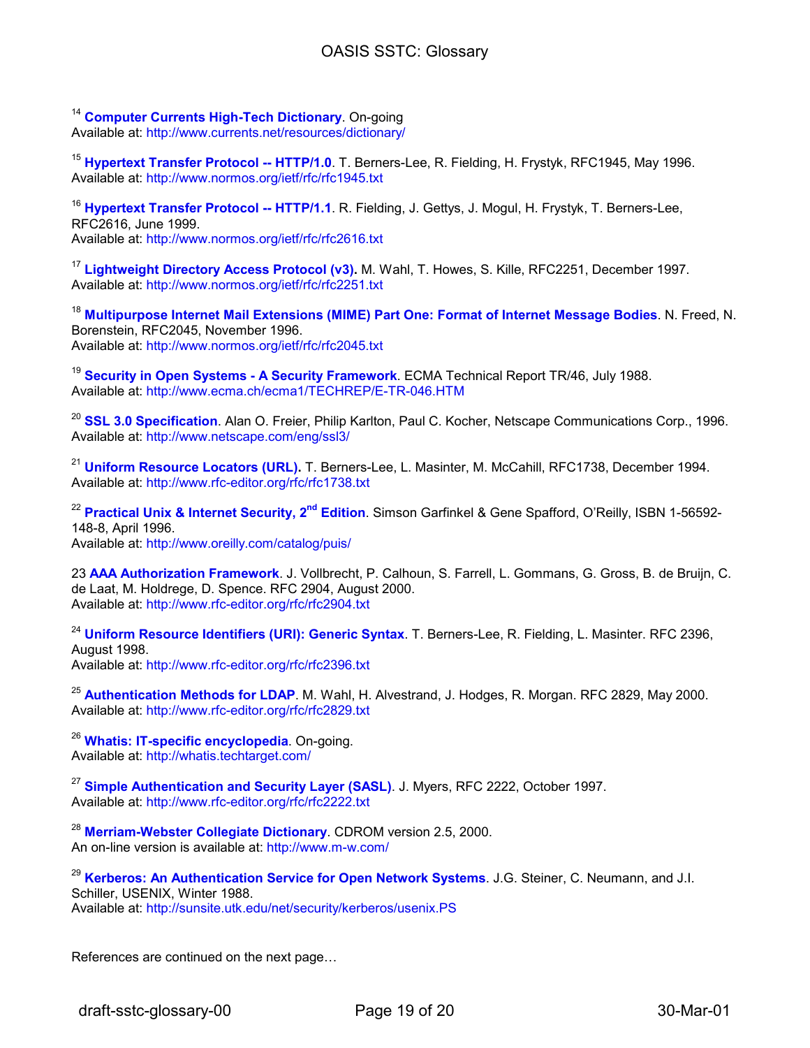[14] **Computer Currents High-Tech Dictionary**. On-going
Available at: http://www.currents.net/resources/dictionary/

[15] **Hypertext Transfer Protocol -- HTTP/1.0**. T. Berners-Lee, R. Fielding, H. Frystyk, RFC1945, May 1996.
Available at: http://www.normos.org/ietf/rfc/rfc1945.txt

[16] **Hypertext Transfer Protocol -- HTTP/1.1**. R. Fielding, J. Gettys, J. Mogul, H. Frystyk, T. Berners-Lee, RFC2616, June 1999.
Available at: http://www.normos.org/ietf/rfc/rfc2616.txt

[17] **Lightweight Directory Access Protocol (v3).** M. Wahl, T. Howes, S. Kille, RFC2251, December 1997.
Available at: http://www.normos.org/ietf/rfc/rfc2251.txt

[18] **Multipurpose Internet Mail Extensions (MIME) Part One: Format of Internet Message Bodies**. N. Freed, N. Borenstein, RFC2045, November 1996.
Available at: http://www.normos.org/ietf/rfc/rfc2045.txt

[19] **Security in Open Systems - A Security Framework**. ECMA Technical Report TR/46, July 1988.
Available at: http://www.ecma.ch/ecma1/TECHREP/E-TR-046.HTM

[20] **SSL 3.0 Specification**. Alan O. Freier, Philip Karlton, Paul C. Kocher, Netscape Communications Corp., 1996.
Available at: http://www.netscape.com/eng/ssl3/

[21] **Uniform Resource Locators (URL).** T. Berners-Lee, L. Masinter, M. McCahill, RFC1738, December 1994.
Available at: http://www.rfc-editor.org/rfc/rfc1738.txt

[22] **Practical Unix & Internet Security, 2nd Edition**. Simson Garfinkel & Gene Spafford, O'Reilly, ISBN 1-56592-148-8, April 1996.
Available at: http://www.oreilly.com/catalog/puis/

23 **AAA Authorization Framework**. J. Vollbrecht, P. Calhoun, S. Farrell, L. Gommans, G. Gross, B. de Bruijn, C. de Laat, M. Holdrege, D. Spence. RFC 2904, August 2000.
Available at: http://www.rfc-editor.org/rfc/rfc2904.txt

[24] **Uniform Resource Identifiers (URI): Generic Syntax**. T. Berners-Lee, R. Fielding, L. Masinter. RFC 2396, August 1998.
Available at: http://www.rfc-editor.org/rfc/rfc2396.txt

[25] **Authentication Methods for LDAP**. M. Wahl, H. Alvestrand, J. Hodges, R. Morgan. RFC 2829, May 2000.
Available at: http://www.rfc-editor.org/rfc/rfc2829.txt

[26] **Whatis: IT-specific encyclopedia**. On-going.
Available at: http://whatis.techtarget.com/

[27] **Simple Authentication and Security Layer (SASL)**. J. Myers, RFC 2222, October 1997.
Available at: http://www.rfc-editor.org/rfc/rfc2222.txt

[28] **Merriam-Webster Collegiate Dictionary**. CDROM version 2.5, 2000.
An on-line version is available at: http://www.m-w.com/

[29] **Kerberos: An Authentication Service for Open Network Systems**. J.G. Steiner, C. Neumann, and J.I. Schiller, USENIX, Winter 1988.
Available at: http://sunsite.utk.edu/net/security/kerberos/usenix.PS

References are continued on the next page…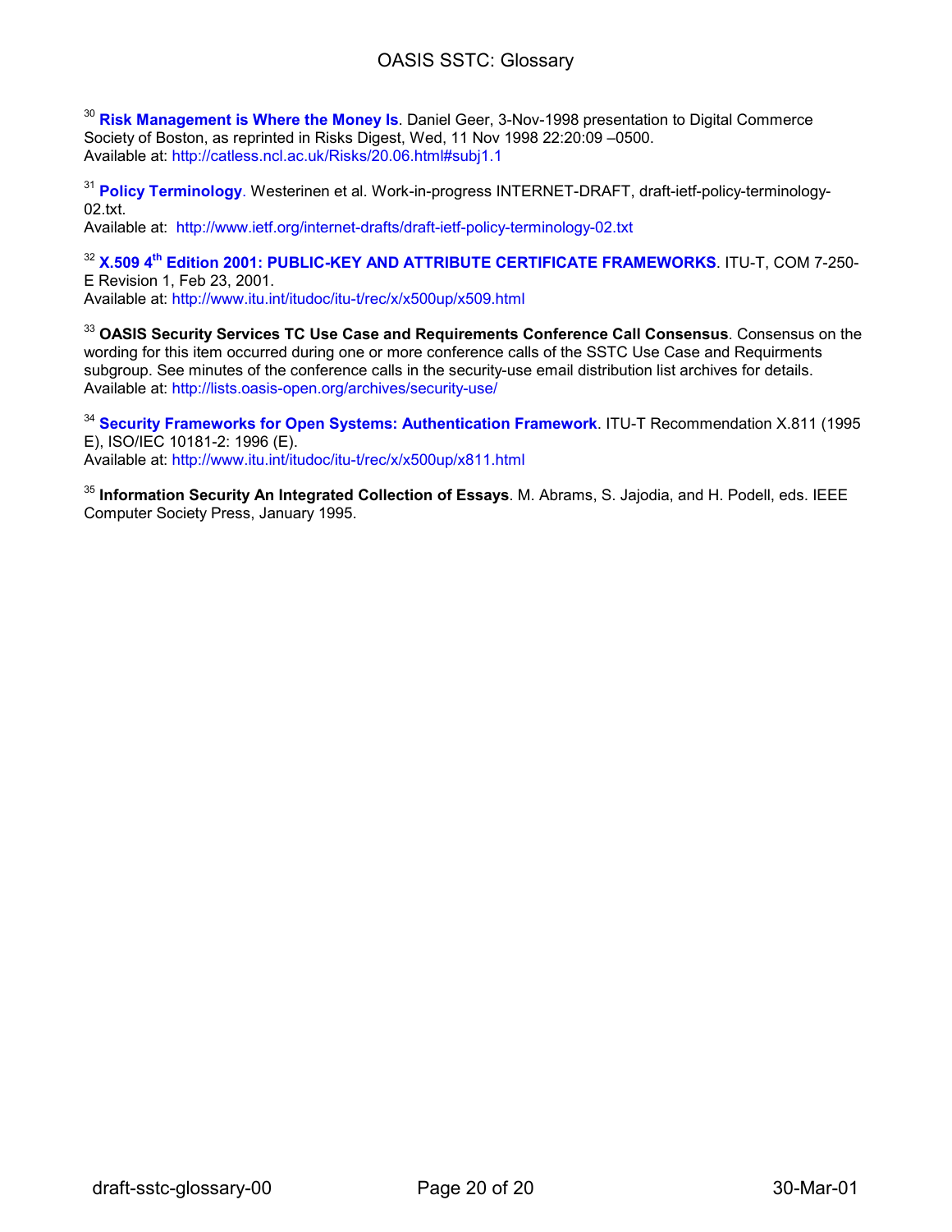[30] **Risk Management is Where the Money Is**. Daniel Geer, 3-Nov-1998 presentation to Digital Commerce Society of Boston, as reprinted in Risks Digest, Wed, 11 Nov 1998 22:20:09 –0500.
Available at: http://catless.ncl.ac.uk/Risks/20.06.html#subj1.1

[31] **Policy Terminology**. Westerinen et al. Work-in-progress INTERNET-DRAFT, draft-ietf-policy-terminology-02.txt.
Available at: http://www.ietf.org/internet-drafts/draft-ietf-policy-terminology-02.txt

[32] **X.509 4th Edition 2001: PUBLIC-KEY AND ATTRIBUTE CERTIFICATE FRAMEWORKS**. ITU-T, COM 7-250-E Revision 1, Feb 23, 2001.
Available at: http://www.itu.int/itudoc/itu-t/rec/x/x500up/x509.html

[33] **OASIS Security Services TC Use Case and Requirements Conference Call Consensus**. Consensus on the wording for this item occurred during one or more conference calls of the SSTC Use Case and Requirments subgroup. See minutes of the conference calls in the security-use email distribution list archives for details.
Available at: http://lists.oasis-open.org/archives/security-use/

[34] **Security Frameworks for Open Systems: Authentication Framework**. ITU-T Recommendation X.811 (1995 E), ISO/IEC 10181-2: 1996 (E).
Available at: http://www.itu.int/itudoc/itu-t/rec/x/x500up/x811.html

[35] **Information Security An Integrated Collection of Essays**. M. Abrams, S. Jajodia, and H. Podell, eds. IEEE Computer Society Press, January 1995.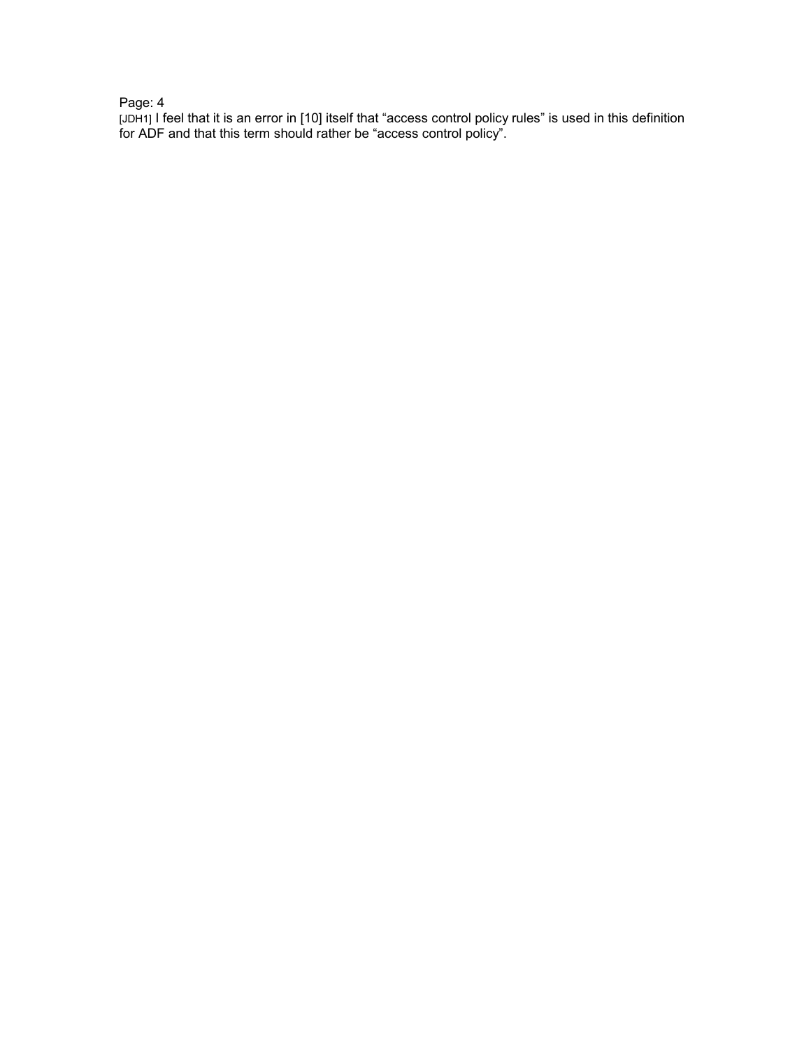Page: 4

[JDH1] I feel that it is an error in [10] itself that “access control policy rules” is used in this definition for ADF and that this term should rather be “access control policy”.